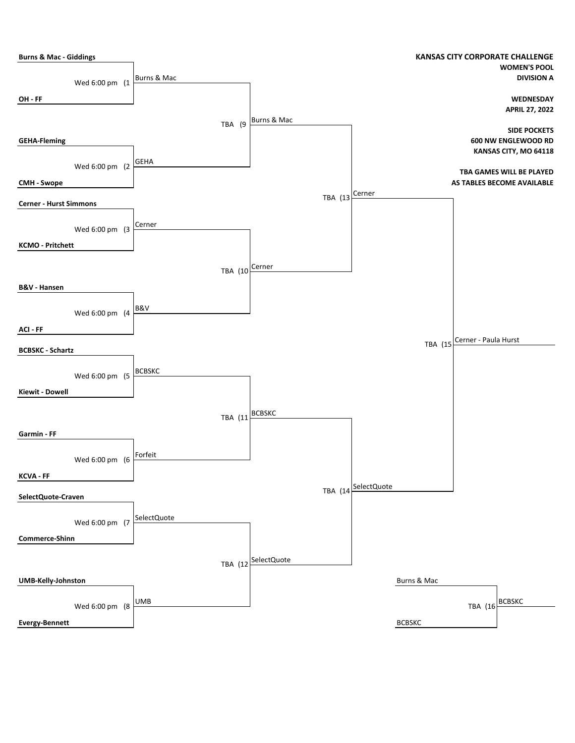# KANSAS CITY CORPORATE CHALLENGE

**WOMEN'S POOL**
**DIVISION A**

**WEDNESDAY**
**APRIL 27, 2022**

**SIDE POCKETS**
**600 NW ENGLEWOOD RD**
**KANSAS CITY, MO 64118**

**TBA GAMES WILL BE PLAYED AS TABLES BECOME AVAILABLE**

## First Round

| Game | Time | Team 1 | Team 2 | Winner |
|---|---|---|---|---|
| (1 | Wed 6:00 pm | **Burns & Mac - Giddings** | **OH - FF** | Burns & Mac |
| (2 | Wed 6:00 pm | **GEHA-Fleming** | **CMH - Swope** | GEHA |
| (3 | Wed 6:00 pm | **Cerner - Hurst Simmons** | **KCMO - Pritchett** | Cerner |
| (4 | Wed 6:00 pm | **B&V - Hansen** | **ACI - FF** | B&V |
| (5 | Wed 6:00 pm | **BCBSKC - Schartz** | **Kiewit - Dowell** | BCBSKC |
| (6 | Wed 6:00 pm | **Garmin - FF** | **KCVA - FF** | Forfeit |
| (7 | Wed 6:00 pm | **SelectQuote-Craven** | **Commerce-Shinn** | SelectQuote |
| (8 | Wed 6:00 pm | **UMB-Kelly-Johnston** | **Evergy-Bennett** | UMB |

## Second Round

| Game | Time | Team 1 | Team 2 | Winner |
|---|---|---|---|---|
| (9 | TBA | Burns & Mac | GEHA | Burns & Mac |
| (10 | TBA | Cerner | B&V | Cerner |
| (11 | TBA | BCBSKC | Forfeit | BCBSKC |
| (12 | TBA | SelectQuote | UMB | SelectQuote |

## Semifinals

| Game | Time | Team 1 | Team 2 | Winner |
|---|---|---|---|---|
| (13 | TBA | Burns & Mac | Cerner | Cerner |
| (14 | TBA | BCBSKC | SelectQuote | SelectQuote |

## Final

| Game | Time | Team 1 | Team 2 | Winner |
|---|---|---|---|---|
| (15 | TBA | Cerner | SelectQuote | Cerner - Paula Hurst |

## Third Place

| Game | Time | Team 1 | Team 2 | Winner |
|---|---|---|---|---|
| (16 | TBA | Burns & Mac | BCBSKC | BCBSKC |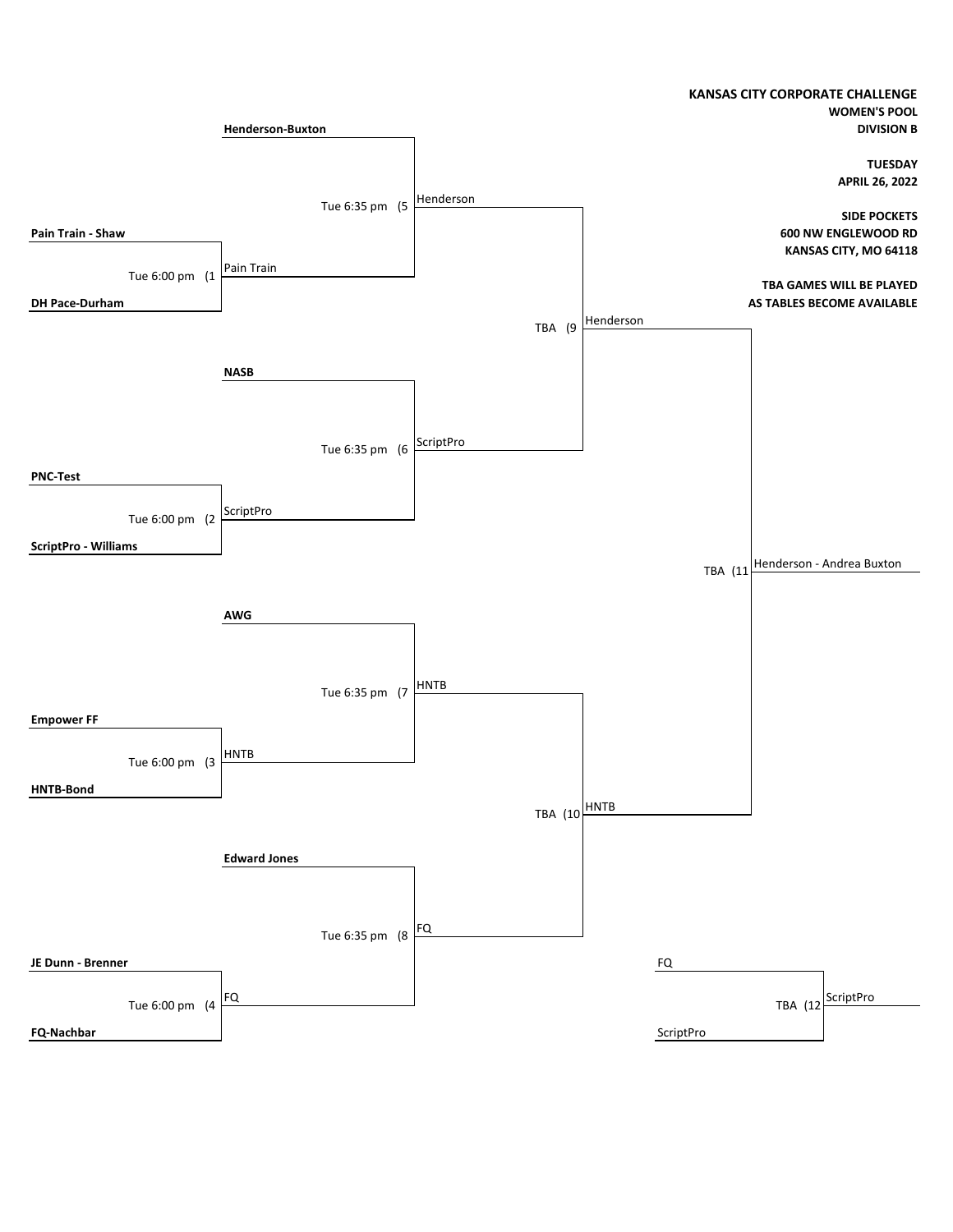**KANSAS CITY CORPORATE CHALLENGE**
**WOMEN'S POOL**
**DIVISION B**

**TUESDAY**
**APRIL 26, 2022**

**SIDE POCKETS**
**600 NW ENGLEWOOD RD**
**KANSAS CITY, MO 64118**

**TBA GAMES WILL BE PLAYED AS TABLES BECOME AVAILABLE**

| Game | Time | Team 1 | Team 2 | Winner |
|---|---|---|---|---|
| (1 | Tue 6:00 pm | **Pain Train - Shaw** | **DH Pace-Durham** | Pain Train |
| (2 | Tue 6:00 pm | **PNC-Test** | **ScriptPro - Williams** | ScriptPro |
| (3 | Tue 6:00 pm | **Empower FF** | **HNTB-Bond** | HNTB |
| (4 | Tue 6:00 pm | **JE Dunn - Brenner** | **FQ-Nachbar** | FQ |
| (5 | Tue 6:35 pm | **Henderson-Buxton** | Pain Train | Henderson |
| (6 | Tue 6:35 pm | **NASB** | ScriptPro | ScriptPro |
| (7 | Tue 6:35 pm | **AWG** | HNTB | HNTB |
| (8 | Tue 6:35 pm | **Edward Jones** | FQ | FQ |
| (9 | TBA | Henderson | ScriptPro | Henderson |
| (10 | TBA | HNTB | FQ | HNTB |
| (11 | TBA | Henderson | HNTB | Henderson - Andrea Buxton |
| (12 | TBA | FQ | ScriptPro | ScriptPro |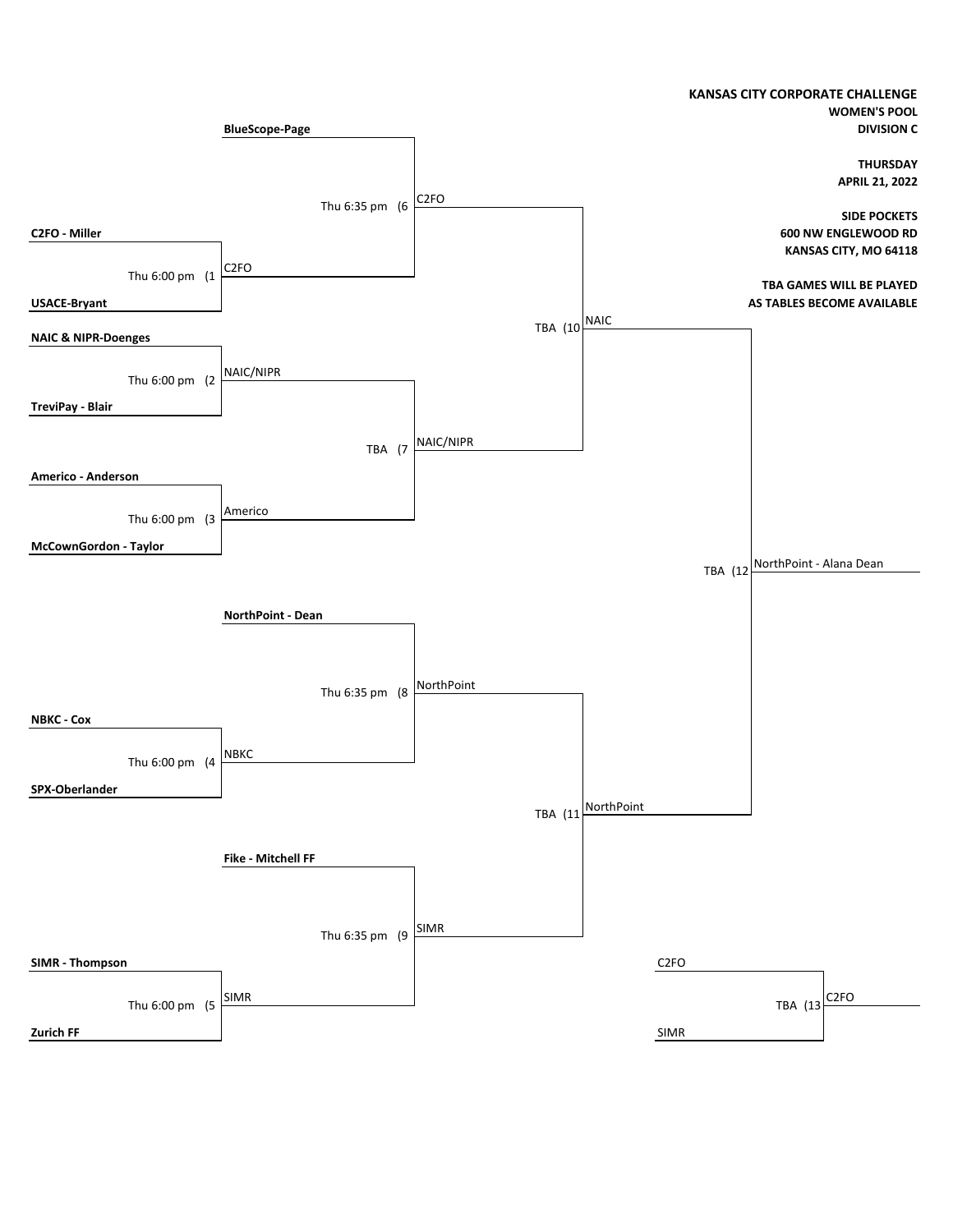**KANSAS CITY CORPORATE CHALLENGE**
**WOMEN'S POOL**
**DIVISION C**

**THURSDAY**
**APRIL 21, 2022**

**SIDE POCKETS**
**600 NW ENGLEWOOD RD**
**KANSAS CITY, MO 64118**

**TBA GAMES WILL BE PLAYED AS TABLES BECOME AVAILABLE**

| Game | Time | Team 1 | Team 2 | Winner |
| --- | --- | --- | --- | --- |
| 1 | Thu 6:00 pm | C2FO - Miller | USACE-Bryant | C2FO |
| 2 | Thu 6:00 pm | NAIC & NIPR-Doenges | TreviPay - Blair | NAIC/NIPR |
| 3 | Thu 6:00 pm | Americo - Anderson | McCownGordon - Taylor | Americo |
| 4 | Thu 6:00 pm | NBKC - Cox | SPX-Oberlander | NBKC |
| 5 | Thu 6:00 pm | SIMR - Thompson | Zurich FF | SIMR |
| 6 | Thu 6:35 pm | BlueScope-Page | C2FO | C2FO |
| 7 | TBA | NAIC/NIPR | Americo | NAIC/NIPR |
| 8 | Thu 6:35 pm | NorthPoint - Dean | NBKC | NorthPoint |
| 9 | Thu 6:35 pm | Fike - Mitchell FF | SIMR | SIMR |
| 10 | TBA | C2FO | NAIC/NIPR | NAIC |
| 11 | TBA | NorthPoint | SIMR | NorthPoint |
| 12 | TBA | NAIC | NorthPoint | NorthPoint - Alana Dean |
| 13 | TBA | C2FO | SIMR | C2FO |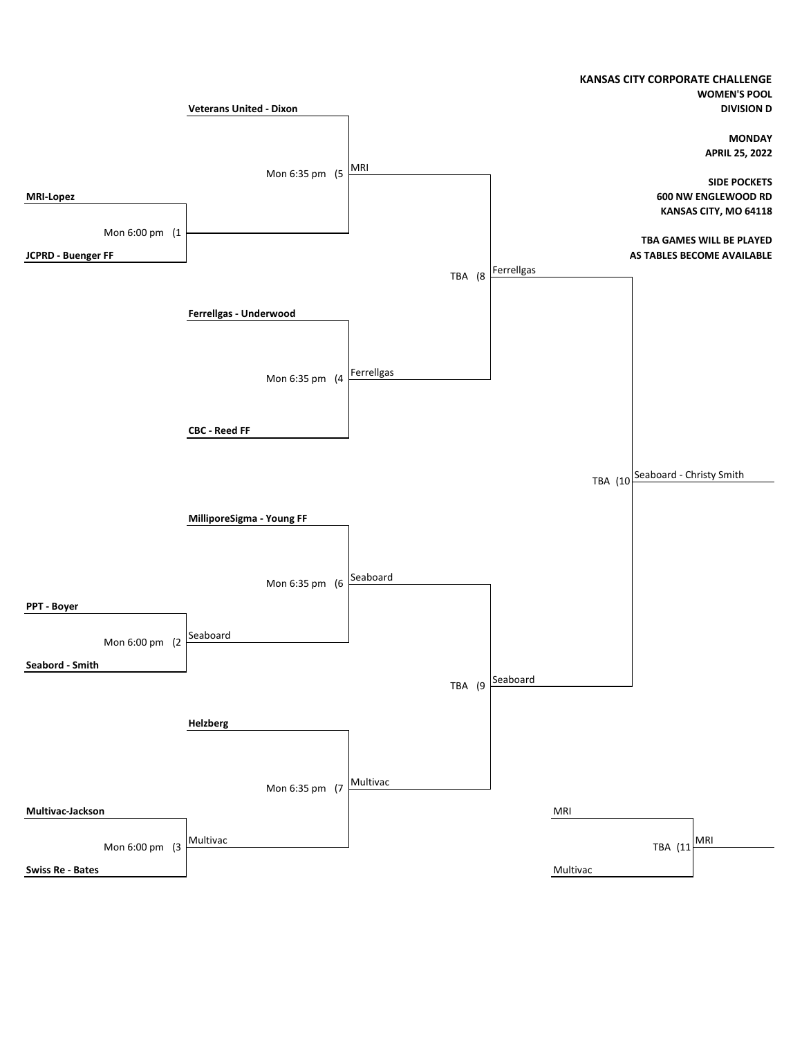**KANSAS CITY CORPORATE CHALLENGE**
**WOMEN'S POOL**
**DIVISION D**

**MONDAY**
**APRIL 25, 2022**

**SIDE POCKETS**
**600 NW ENGLEWOOD RD**
**KANSAS CITY, MO 64118**

**TBA GAMES WILL BE PLAYED AS TABLES BECOME AVAILABLE**

| Game | Time | Team 1 | Team 2 | Winner |
|---|---|---|---|---|
| (1 | Mon 6:00 pm | **MRI-Lopez** | **JCPRD - Buenger FF** | |
| (2 | Mon 6:00 pm | **PPT - Boyer** | **Seabord - Smith** | Seaboard |
| (3 | Mon 6:00 pm | **Multivac-Jackson** | **Swiss Re - Bates** | Multivac |
| (4 | Mon 6:35 pm | **Ferrellgas - Underwood** | **CBC - Reed FF** | Ferrellgas |
| (5 | Mon 6:35 pm | **Veterans United - Dixon** | Winner of (1 | MRI |
| (6 | Mon 6:35 pm | **MilliporeSigma - Young FF** | Seaboard | Seaboard |
| (7 | Mon 6:35 pm | **Helzberg** | Multivac | Multivac |
| (8 | TBA | MRI | Ferrellgas | Ferrellgas |
| (9 | TBA | Seaboard | Multivac | Seaboard |
| (10 | TBA | Ferrellgas | Seaboard | Seaboard - Christy Smith |
| (11 | TBA | MRI | Multivac | MRI |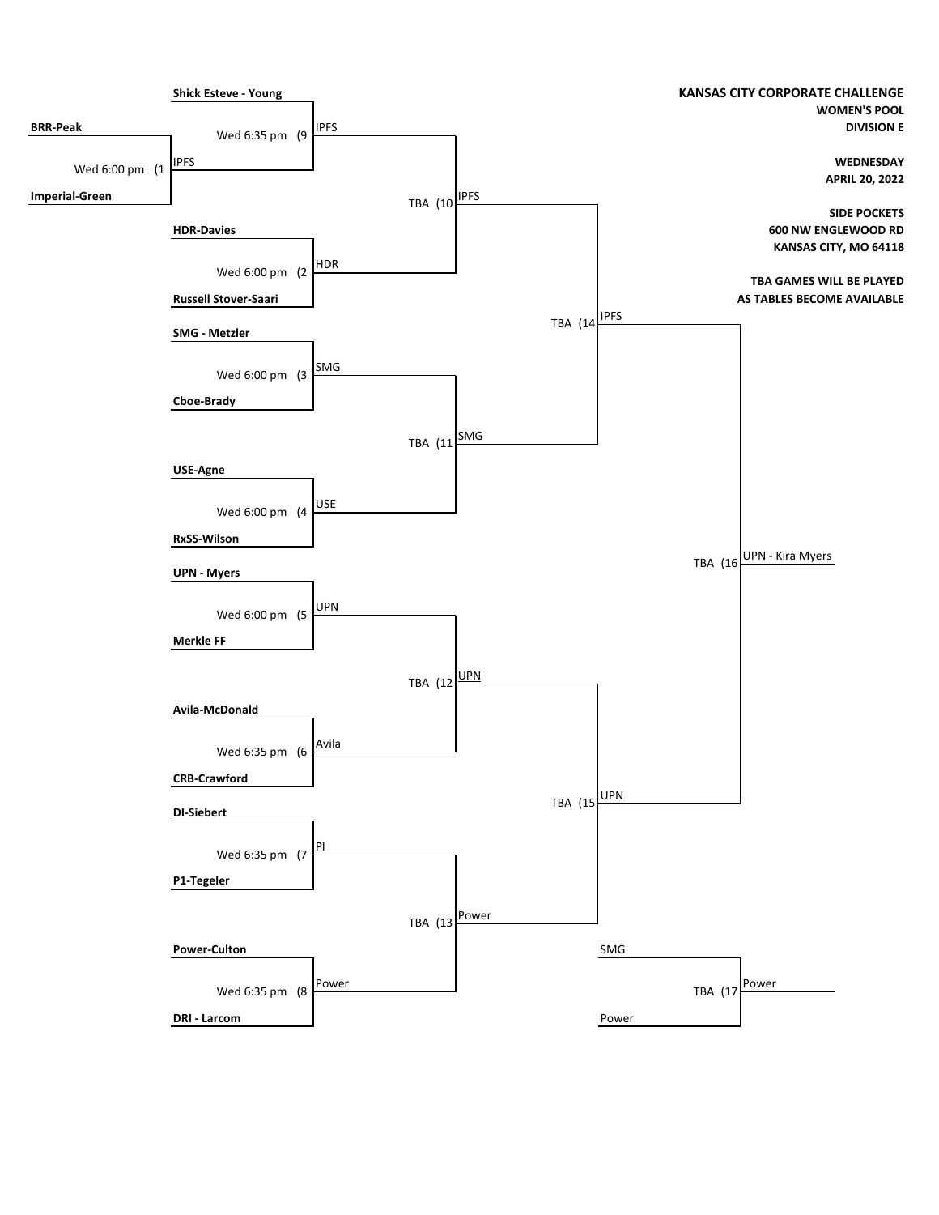**KANSAS CITY CORPORATE CHALLENGE**
**WOMEN'S POOL**
**DIVISION E**

**WEDNESDAY**
**APRIL 20, 2022**

**SIDE POCKETS**
**600 NW ENGLEWOOD RD**
**KANSAS CITY, MO 64118**

**TBA GAMES WILL BE PLAYED AS TABLES BECOME AVAILABLE**

| Game | Time | Team 1 | Team 2 | Winner |
|---|---|---|---|---|
| (1 | Wed 6:00 pm | BRR-Peak | Imperial-Green | IPFS |
| (9 | Wed 6:35 pm | Shick Esteve - Young | Winner of (1 | IPFS |
| (2 | Wed 6:00 pm | HDR-Davies | Russell Stover-Saari | HDR |
| (3 | Wed 6:00 pm | SMG - Metzler | Cboe-Brady | SMG |
| (4 | Wed 6:00 pm | USE-Agne | RxSS-Wilson | USE |
| (5 | Wed 6:00 pm | UPN - Myers | Merkle FF | UPN |
| (6 | Wed 6:35 pm | Avila-McDonald | CRB-Crawford | Avila |
| (7 | Wed 6:35 pm | DI-Siebert | P1-Tegeler | PI |
| (8 | Wed 6:35 pm | Power-Culton | DRI - Larcom | Power |
| (10 | TBA | Winner of (9 | Winner of (2 | IPFS |
| (11 | TBA | Winner of (3 | Winner of (4 | SMG |
| (12 | TBA | Winner of (5 | Winner of (6 | UPN |
| (13 | TBA | Winner of (7 | Winner of (8 | Power |
| (14 | TBA | Winner of (10 | Winner of (11 | IPFS |
| (15 | TBA | Winner of (12 | Winner of (13 | UPN |
| (16 | TBA | Winner of (14 | Winner of (15 | UPN - Kira Myers |
| (17 | TBA | SMG | Power | Power |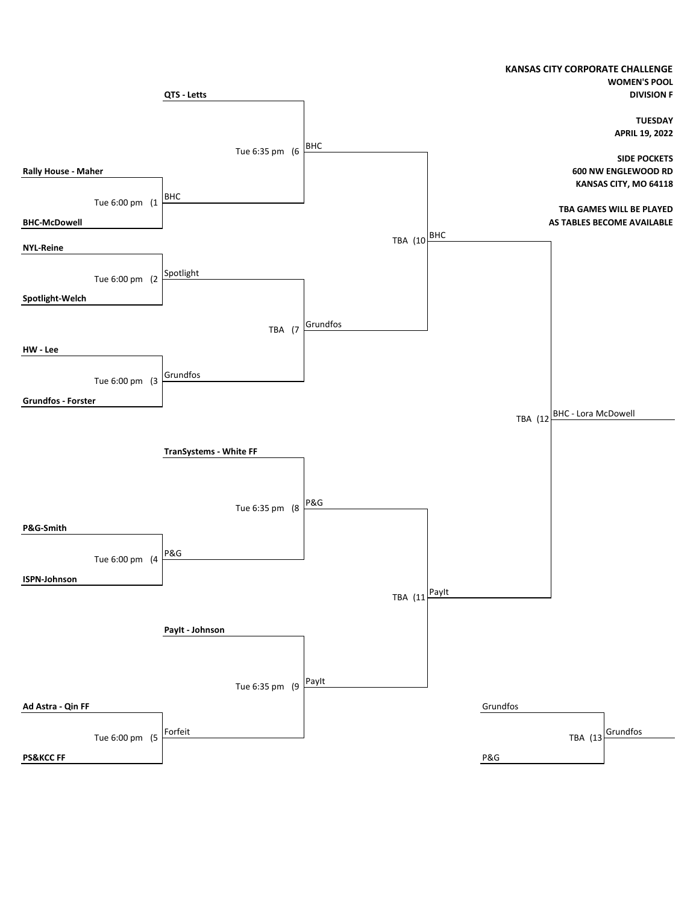**KANSAS CITY CORPORATE CHALLENGE**

**WOMEN'S POOL**

**DIVISION F**

**TUESDAY**

**APRIL 19, 2022**

**SIDE POCKETS**

**600 NW ENGLEWOOD RD**

**KANSAS CITY, MO 64118**

**TBA GAMES WILL BE PLAYED AS TABLES BECOME AVAILABLE**

| Game | Time | Teams | Winner |
|---|---|---|---|
| 1 | Tue 6:00 pm | **Rally House - Maher** vs **BHC-McDowell** | BHC |
| 2 | Tue 6:00 pm | **NYL-Reine** vs **Spotlight-Welch** | Spotlight |
| 3 | Tue 6:00 pm | **HW - Lee** vs **Grundfos - Forster** | Grundfos |
| 4 | Tue 6:00 pm | **P&G-Smith** vs **ISPN-Johnson** | P&G |
| 5 | Tue 6:00 pm | **Ad Astra - Qin FF** vs **PS&KCC FF** | Forfeit |
| 6 | Tue 6:35 pm | **QTS - Letts** vs BHC | BHC |
| 7 | TBA | Spotlight vs Grundfos | Grundfos |
| 8 | Tue 6:35 pm | **TranSystems - White FF** vs P&G | P&G |
| 9 | Tue 6:35 pm | **PayIt - Johnson** vs Forfeit | PayIt |
| 10 | TBA | BHC vs Grundfos | BHC |
| 11 | TBA | P&G vs PayIt | PayIt |
| 12 | TBA | BHC vs PayIt | BHC - Lora McDowell |
| 13 | TBA | Grundfos vs P&G | Grundfos |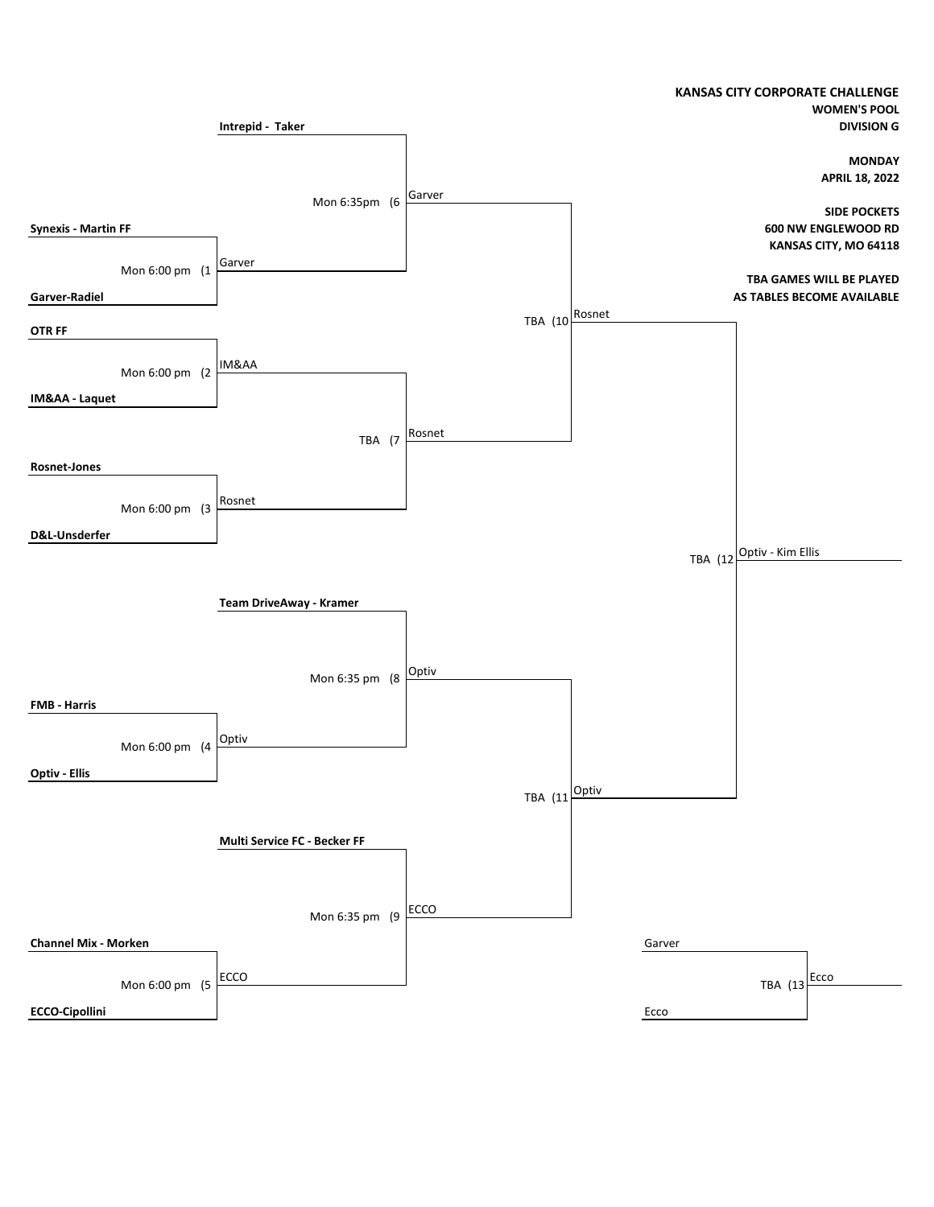**KANSAS CITY CORPORATE CHALLENGE**
**WOMEN'S POOL**
**DIVISION G**

**MONDAY**
**APRIL 18, 2022**

**SIDE POCKETS**
**600 NW ENGLEWOOD RD**
**KANSAS CITY, MO 64118**

**TBA GAMES WILL BE PLAYED AS TABLES BECOME AVAILABLE**

**Intrepid - Taker**

Mon 6:35pm (6 Garver

**Synexis - Martin FF**

Mon 6:00 pm (1 Garver

**Garver-Radiel**

TBA (10 Rosnet

**OTR FF**

Mon 6:00 pm (2 IM&AA

**IM&AA - Laquet**

TBA (7 Rosnet

**Rosnet-Jones**

Mon 6:00 pm (3 Rosnet

**D&L-Unsderfer**

TBA (12 Optiv - Kim Ellis

**Team DriveAway - Kramer**

Mon 6:35 pm (8 Optiv

**FMB - Harris**

Mon 6:00 pm (4 Optiv

**Optiv - Ellis**

TBA (11 Optiv

**Multi Service FC - Becker FF**

Mon 6:35 pm (9 ECCO

**Channel Mix - Morken**

Mon 6:00 pm (5 ECCO

**ECCO-Cipollini**

Garver

TBA (13 Ecco

Ecco